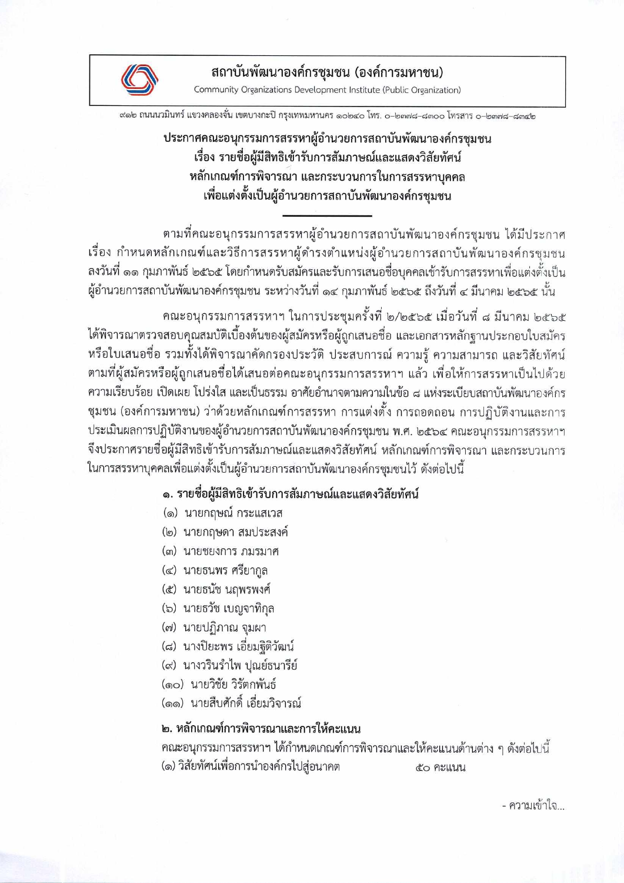**สถาบันพัฒนาองค์กรชุมชน (องค์การมหาชน)**
Community Organizations Development Institute (Public Organization)

๙๑๒ ถนนนวมินทร์ แขวงคลองจั่น เขตบางกะปิ กรุงเทพมหานคร ๑๐๒๔๐ โทร. ๐-๒๓๗๘-๘๓๐๐ โทรสาร ๐-๒๓๗๘-๘๓๔๒

**ประกาศคณะอนุกรรมการสรรหาผู้อำนวยการสถาบันพัฒนาองค์กรชุมชน**
**เรื่อง รายชื่อผู้มีสิทธิเข้ารับการสัมภาษณ์และแสดงวิสัยทัศน์**
**หลักเกณฑ์การพิจารณา และกระบวนการในการสรรหาบุคคล**
**เพื่อแต่งตั้งเป็นผู้อำนวยการสถาบันพัฒนาองค์กรชุมชน**

---

ตามที่คณะอนุกรรมการสรรหาผู้อำนวยการสถาบันพัฒนาองค์กรชุมชน ได้มีประกาศ เรื่อง กำหนดหลักเกณฑ์และวิธีการสรรหาผู้ดำรงตำแหน่งผู้อำนวยการสถาบันพัฒนาองค์กรชุมชน ลงวันที่ ๑๑ กุมภาพันธ์ ๒๕๖๕ โดยกำหนดรับสมัครและรับการเสนอชื่อบุคคลเข้ารับการสรรหาเพื่อแต่งตั้งเป็นผู้อำนวยการสถาบันพัฒนาองค์กรชุมชน ระหว่างวันที่ ๑๔ กุมภาพันธ์ ๒๕๖๕ ถึงวันที่ ๔ มีนาคม ๒๕๖๕ นั้น

คณะอนุกรรมการสรรหาฯ ในการประชุมครั้งที่ ๒/๒๕๖๕ เมื่อวันที่ ๘ มีนาคม ๒๕๖๕ ได้พิจารณาตรวจสอบคุณสมบัติเบื้องต้นของผู้สมัครหรือผู้ถูกเสนอชื่อ และเอกสารหลักฐานประกอบใบสมัครหรือใบเสนอชื่อ รวมทั้งได้พิจารณาคัดกรองประวัติ ประสบการณ์ ความรู้ ความสามารถ และวิสัยทัศน์ตามที่ผู้สมัครหรือผู้ถูกเสนอชื่อได้เสนอต่อคณะอนุกรรมการสรรหาฯ แล้ว เพื่อให้การสรรหาเป็นไปด้วยความเรียบร้อย เปิดเผย โปร่งใส และเป็นธรรม อาศัยอำนาจตามความในข้อ ๘ แห่งระเบียบสถาบันพัฒนาองค์กรชุมชน (องค์การมหาชน) ว่าด้วยหลักเกณฑ์การสรรหา การแต่งตั้ง การถอดถอน การปฏิบัติงานและการประเมินผลการปฏิบัติงานของผู้อำนวยการสถาบันพัฒนาองค์กรชุมชน พ.ศ. ๒๕๖๔ คณะอนุกรรมการสรรหาฯ จึงประกาศรายชื่อผู้มีสิทธิเข้ารับการสัมภาษณ์และแสดงวิสัยทัศน์ หลักเกณฑ์การพิจารณา และกระบวนการในการสรรหาบุคคลเพื่อแต่งตั้งเป็นผู้อำนวยการสถาบันพัฒนาองค์กรชุมชนไว้ ดังต่อไปนี้

**๑. รายชื่อผู้มีสิทธิเข้ารับการสัมภาษณ์และแสดงวิสัยทัศน์**

(๑) นายกฤษณ์ กระแสเวส
(๒) นายกฤษดา สมประสงค์
(๓) นายชยงการ ภมรมาศ
(๔) นายธนพร ศรียากูล
(๕) นายธนัช นฤพรพงศ์
(๖) นายธวัช เบญจาทิกุล
(๗) นายปฏิภาณ จุมผา
(๘) นางปิยะพร เอี่ยมฐิติวัฒน์
(๙) นางวรินรำไพ ปุณย์ธนารีย์
(๑๐) นายวิชัย วิรัตกพันธ์
(๑๑) นายสืบศักดิ์ เอี่ยมวิจารณ์

**๒. หลักเกณฑ์การพิจารณาและการให้คะแนน**

คณะอนุกรรมการสรรหาฯ ได้กำหนดเกณฑ์การพิจารณาและให้คะแนนด้านต่าง ๆ ดังต่อไปนี้

(๑) วิสัยทัศน์เพื่อการนำองค์กรไปสู่อนาคต ๕๐ คะแนน

- ความเข้าใจ...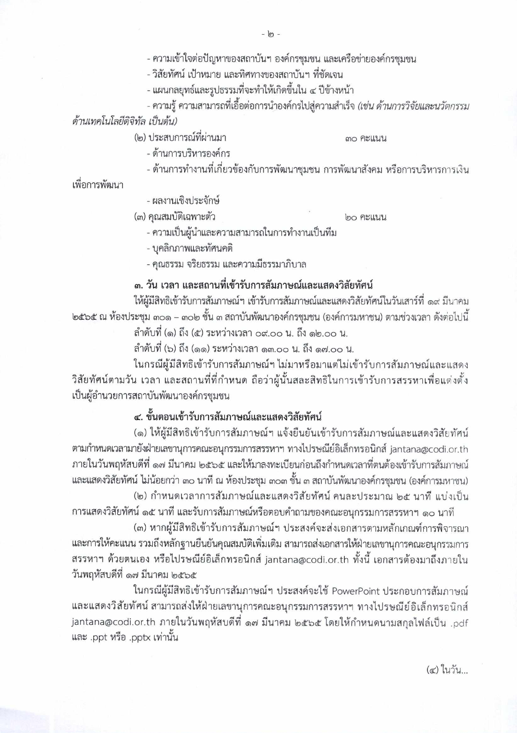- ความเข้าใจต่อปัญหาของสถาบันฯ องค์กรชุมชน และเครือข่ายองค์กรชุมชน

- วิสัยทัศน์ เป้าหมาย และทิศทางของสถาบันฯ ที่ชัดเจน

- แผนกลยุทธ์และรูปธรรมที่จะทำให้เกิดขึ้นใน ๔ ปีข้างหน้า

- ความรู้ ความสามารถที่เอื้อต่อการนำองค์กรไปสู่ความสำเร็จ *(เช่น ด้านการวิจัยและนวัตกรรม ด้านเทคโนโลยีดิจิทัล เป็นต้น)*

(๒) ประสบการณ์ที่ผ่านมา ๓๐ คะแนน

- ด้านการบริหารองค์กร

- ด้านการทำงานที่เกี่ยวข้องกับการพัฒนาชุมชน การพัฒนาสังคม หรือการบริหารการเงินเพื่อการพัฒนา

- ผลงานเชิงประจักษ์

(๓) คุณสมบัติเฉพาะตัว ๒๐ คะแนน

- ความเป็นผู้นำและความสามารถในการทำงานเป็นทีม

- บุคลิกภาพและทัศนคติ

- คุณธรรม จริยธรรม และความมีธรรมาภิบาล

### ๓. วัน เวลา และสถานที่เข้ารับการสัมภาษณ์และแสดงวิสัยทัศน์

ให้ผู้มีสิทธิเข้ารับการสัมภาษณ์ฯ เข้ารับการสัมภาษณ์และแสดงวิสัยทัศน์ในวันเสาร์ที่ ๑๙ มีนาคม ๒๕๖๕ ณ ห้องประชุม ๓๐๑ – ๓๐๒ ชั้น ๓ สถาบันพัฒนาองค์กรชุมชน (องค์การมหาชน) ตามช่วงเวลา ดังต่อไปนี้

ลำดับที่ (๑) ถึง (๕) ระหว่างเวลา ๐๙.๐๐ น. ถึง ๑๒.๐๐ น.

ลำดับที่ (๖) ถึง (๑๑) ระหว่างเวลา ๑๓.๐๐ น. ถึง ๑๗.๐๐ น.

ในกรณีผู้มีสิทธิเข้ารับการสัมภาษณ์ฯ ไม่มาหรือมาแต่ไม่เข้ารับการสัมภาษณ์และแสดงวิสัยทัศน์ตามวัน เวลา และสถานที่ที่กำหนด ถือว่าผู้นั้นสละสิทธิในการเข้ารับการสรรหาเพื่อแต่งตั้งเป็นผู้อำนวยการสถาบันพัฒนาองค์กรชุมชน

### ๔. ขั้นตอนเข้ารับการสัมภาษณ์และแสดงวิสัยทัศน์

(๑) ให้ผู้มีสิทธิเข้ารับการสัมภาษณ์ฯ แจ้งยืนยันเข้ารับการสัมภาษณ์และแสดงวิสัยทัศน์ตามกำหนดเวลามายังฝ่ายเลขานุการคณะอนุกรรมการสรรหาฯ ทางไปรษณีย์อิเล็กทรอนิกส์ jantana@codi.or.th ภายในวันพฤหัสบดีที่ ๑๗ มีนาคม ๒๕๖๕ และให้มาลงทะเบียนก่อนถึงกำหนดเวลาที่ตนต้องเข้ารับการสัมภาษณ์และแสดงวิสัยทัศน์ ไม่น้อยกว่า ๓๐ นาที ณ ห้องประชุม ๓๐๓ ชั้น ๓ สถาบันพัฒนาองค์กรชุมชน (องค์การมหาชน)

(๒) กำหนดเวลาการสัมภาษณ์และแสดงวิสัยทัศน์ คนละประมาณ ๒๕ นาที แบ่งเป็นการแสดงวิสัยทัศน์ ๑๕ นาที และรับการสัมภาษณ์หรือตอบคำถามของคณะอนุกรรมการสรรหาฯ ๑๐ นาที

(๓) หากผู้มีสิทธิเข้ารับการสัมภาษณ์ฯ ประสงค์จะส่งเอกสารตามหลักเกณฑ์การพิจารณาและการให้คะแนน รวมถึงหลักฐานยืนยันคุณสมบัติเพิ่มเติม สามารถส่งเอกสารให้ฝ่ายเลขานุการคณะอนุกรรมการสรรหาฯ ด้วยตนเอง หรือไปรษณีย์อิเล็กทรอนิกส์ jantana@codi.or.th ทั้งนี้ เอกสารต้องมาถึงภายในวันพฤหัสบดีที่ ๑๗ มีนาคม ๒๕๖๕

ในกรณีผู้มีสิทธิเข้ารับการสัมภาษณ์ฯ ประสงค์จะใช้ PowerPoint ประกอบการสัมภาษณ์และแสดงวิสัยทัศน์ สามารถส่งให้ฝ่ายเลขานุการคณะอนุกรรมการสรรหาฯ ทางไปรษณีย์อิเล็กทรอนิกส์ jantana@codi.or.th ภายในวันพฤหัสบดีที่ ๑๗ มีนาคม ๒๕๖๕ โดยให้กำหนดนามสกุลไฟล์เป็น .pdf และ .ppt หรือ .pptx เท่านั้น

(๔) ในวัน...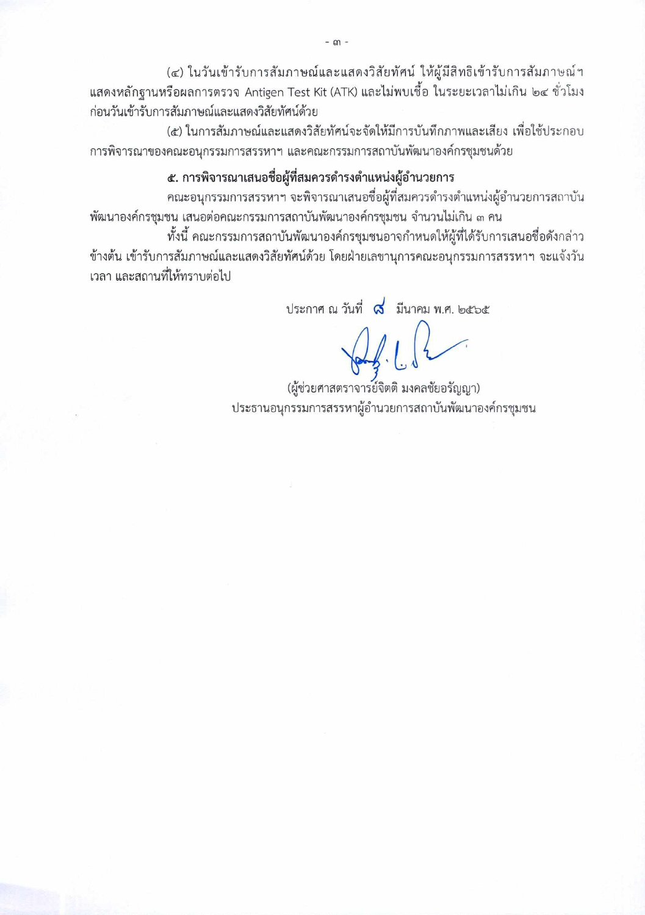(๔) ในวันเข้ารับการสัมภาษณ์และแสดงวิสัยทัศน์ ให้ผู้มีสิทธิเข้ารับการสัมภาษณ์ฯ แสดงหลักฐานหรือผลการตรวจ Antigen Test Kit (ATK) และไม่พบเชื้อ ในระยะเวลาไม่เกิน ๒๔ ชั่วโมง ก่อนวันเข้ารับการสัมภาษณ์และแสดงวิสัยทัศน์ด้วย

(๕) ในการสัมภาษณ์และแสดงวิสัยทัศน์จะจัดให้มีการบันทึกภาพและเสียง เพื่อใช้ประกอบการพิจารณาของคณะอนุกรรมการสรรหาฯ และคณะกรรมการสถาบันพัฒนาองค์กรชุมชนด้วย

**๕. การพิจารณาเสนอชื่อผู้ที่สมควรดำรงตำแหน่งผู้อำนวยการ**

คณะอนุกรรมการสรรหาฯ จะพิจารณาเสนอชื่อผู้ที่สมควรดำรงตำแหน่งผู้อำนวยการสถาบันพัฒนาองค์กรชุมชน เสนอต่อคณะกรรมการสถาบันพัฒนาองค์กรชุมชน จำนวนไม่เกิน ๓ คน

ทั้งนี้ คณะกรรมการสถาบันพัฒนาองค์กรชุมชนอาจกำหนดให้ผู้ที่ได้รับการเสนอชื่อดังกล่าวข้างต้น เข้ารับการสัมภาษณ์และแสดงวิสัยทัศน์ด้วย โดยฝ่ายเลขานุการคณะอนุกรรมการสรรหาฯ จะแจ้งวัน เวลา และสถานที่ให้ทราบต่อไป

ประกาศ ณ วันที่ ๘ มีนาคม พ.ศ. ๒๕๖๕

(ผู้ช่วยศาสตราจารย์จิตติ มงคลชัยอรัญญา)
ประธานอนุกรรมการสรรหาผู้อำนวยการสถาบันพัฒนาองค์กรชุมชน